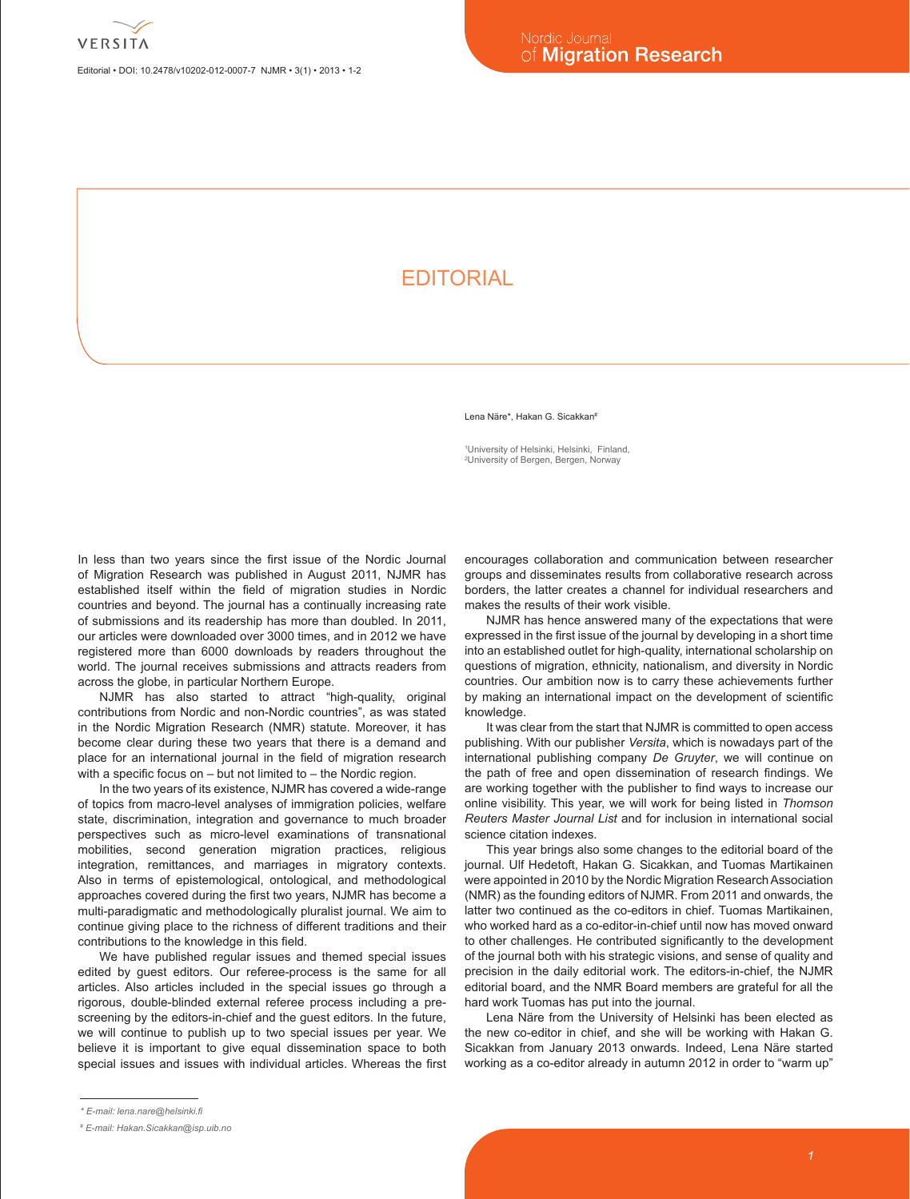# EDITORIAL

Lena Näre[1]*, Hakan G. Sicakkan[2]#

[1]University of Helsinki, Helsinki, Finland,
[2]University of Bergen, Bergen, Norway

In less than two years since the first issue of the Nordic Journal of Migration Research was published in August 2011, NJMR has established itself within the field of migration studies in Nordic countries and beyond. The journal has a continually increasing rate of submissions and its readership has more than doubled. In 2011, our articles were downloaded over 3000 times, and in 2012 we have registered more than 6000 downloads by readers throughout the world. The journal receives submissions and attracts readers from across the globe, in particular Northern Europe.

NJMR has also started to attract "high-quality, original contributions from Nordic and non-Nordic countries", as was stated in the Nordic Migration Research (NMR) statute. Moreover, it has become clear during these two years that there is a demand and place for an international journal in the field of migration research with a specific focus on – but not limited to – the Nordic region.

In the two years of its existence, NJMR has covered a wide-range of topics from macro-level analyses of immigration policies, welfare state, discrimination, integration and governance to much broader perspectives such as micro-level examinations of transnational mobilities, second generation migration practices, religious integration, remittances, and marriages in migratory contexts. Also in terms of epistemological, ontological, and methodological approaches covered during the first two years, NJMR has become a multi-paradigmatic and methodologically pluralist journal. We aim to continue giving place to the richness of different traditions and their contributions to the knowledge in this field.

We have published regular issues and themed special issues edited by guest editors. Our referee-process is the same for all articles. Also articles included in the special issues go through a rigorous, double-blinded external referee process including a pre-screening by the editors-in-chief and the guest editors. In the future, we will continue to publish up to two special issues per year. We believe it is important to give equal dissemination space to both special issues and issues with individual articles. Whereas the first encourages collaboration and communication between researcher groups and disseminates results from collaborative research across borders, the latter creates a channel for individual researchers and makes the results of their work visible.

NJMR has hence answered many of the expectations that were expressed in the first issue of the journal by developing in a short time into an established outlet for high-quality, international scholarship on questions of migration, ethnicity, nationalism, and diversity in Nordic countries. Our ambition now is to carry these achievements further by making an international impact on the development of scientific knowledge.

It was clear from the start that NJMR is committed to open access publishing. With our publisher *Versita*, which is nowadays part of the international publishing company *De Gruyter*, we will continue on the path of free and open dissemination of research findings. We are working together with the publisher to find ways to increase our online visibility. This year, we will work for being listed in *Thomson Reuters Master Journal List* and for inclusion in international social science citation indexes.

This year brings also some changes to the editorial board of the journal. Ulf Hedetoft, Hakan G. Sicakkan, and Tuomas Martikainen were appointed in 2010 by the Nordic Migration Research Association (NMR) as the founding editors of NJMR. From 2011 and onwards, the latter two continued as the co-editors in chief. Tuomas Martikainen, who worked hard as a co-editor-in-chief until now has moved onward to other challenges. He contributed significantly to the development of the journal both with his strategic visions, and sense of quality and precision in the daily editorial work. The editors-in-chief, the NJMR editorial board, and the NMR Board members are grateful for all the hard work Tuomas has put into the journal.

Lena Näre from the University of Helsinki has been elected as the new co-editor in chief, and she will be working with Hakan G. Sicakkan from January 2013 onwards. Indeed, Lena Näre started working as a co-editor already in autumn 2012 in order to "warm up"

---

\* E-mail: lena.nare@helsinki.fi

\# E-mail: Hakan.Sicakkan@isp.uib.no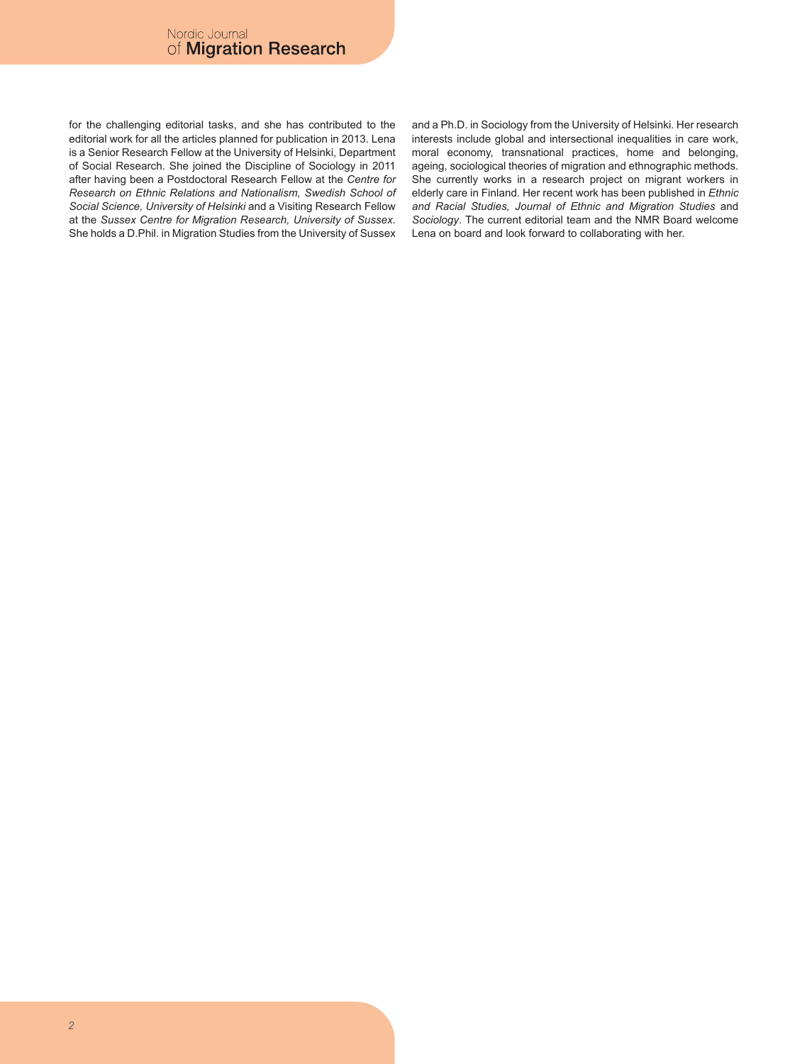for the challenging editorial tasks, and she has contributed to the editorial work for all the articles planned for publication in 2013. Lena is a Senior Research Fellow at the University of Helsinki, Department of Social Research. She joined the Discipline of Sociology in 2011 after having been a Postdoctoral Research Fellow at the *Centre for Research on Ethnic Relations and Nationalism, Swedish School of Social Science, University of Helsinki* and a Visiting Research Fellow at the *Sussex Centre for Migration Research, University of Sussex*. She holds a D.Phil. in Migration Studies from the University of Sussex and a Ph.D. in Sociology from the University of Helsinki. Her research interests include global and intersectional inequalities in care work, moral economy, transnational practices, home and belonging, ageing, sociological theories of migration and ethnographic methods. She currently works in a research project on migrant workers in elderly care in Finland. Her recent work has been published in *Ethnic and Racial Studies, Journal of Ethnic and Migration Studies* and *Sociology*. The current editorial team and the NMR Board welcome Lena on board and look forward to collaborating with her.